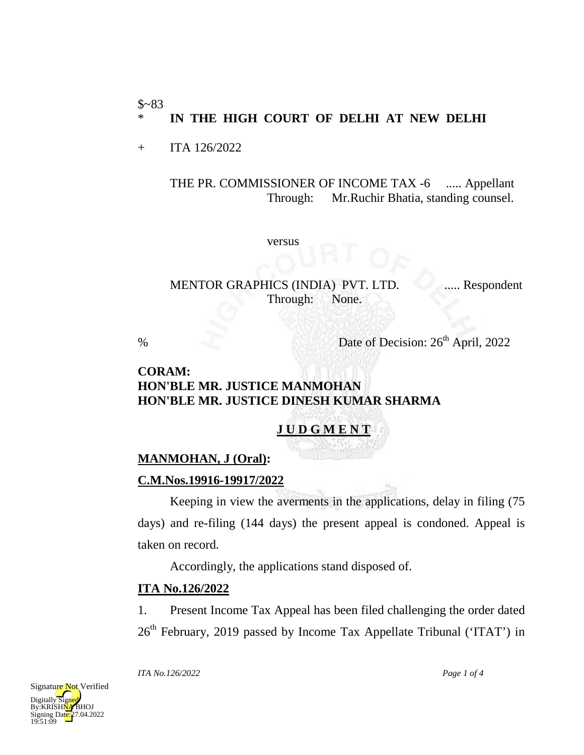$~83

\* **IN THE HIGH COURT OF DELHI AT NEW DELHI**

\+ ITA 126/2022

THE PR. COMMISSIONER OF INCOME TAX -6 ..... Appellant
Through: Mr.Ruchir Bhatia, standing counsel.

versus

MENTOR GRAPHICS (INDIA) PVT. LTD. ..... Respondent
Through: None.

% Date of Decision: 26th April, 2022

**CORAM:**
**HON'BLE MR. JUSTICE MANMOHAN**
**HON'BLE MR. JUSTICE DINESH KUMAR SHARMA**

**J U D G M E N T**

**MANMOHAN, J (Oral):**

**C.M.Nos.19916-19917/2022**

Keeping in view the averments in the applications, delay in filing (75 days) and re-filing (144 days) the present appeal is condoned. Appeal is taken on record.

Accordingly, the applications stand disposed of.

**ITA No.126/2022**

1. Present Income Tax Appeal has been filed challenging the order dated 26th February, 2019 passed by Income Tax Appellate Tribunal ('ITAT') in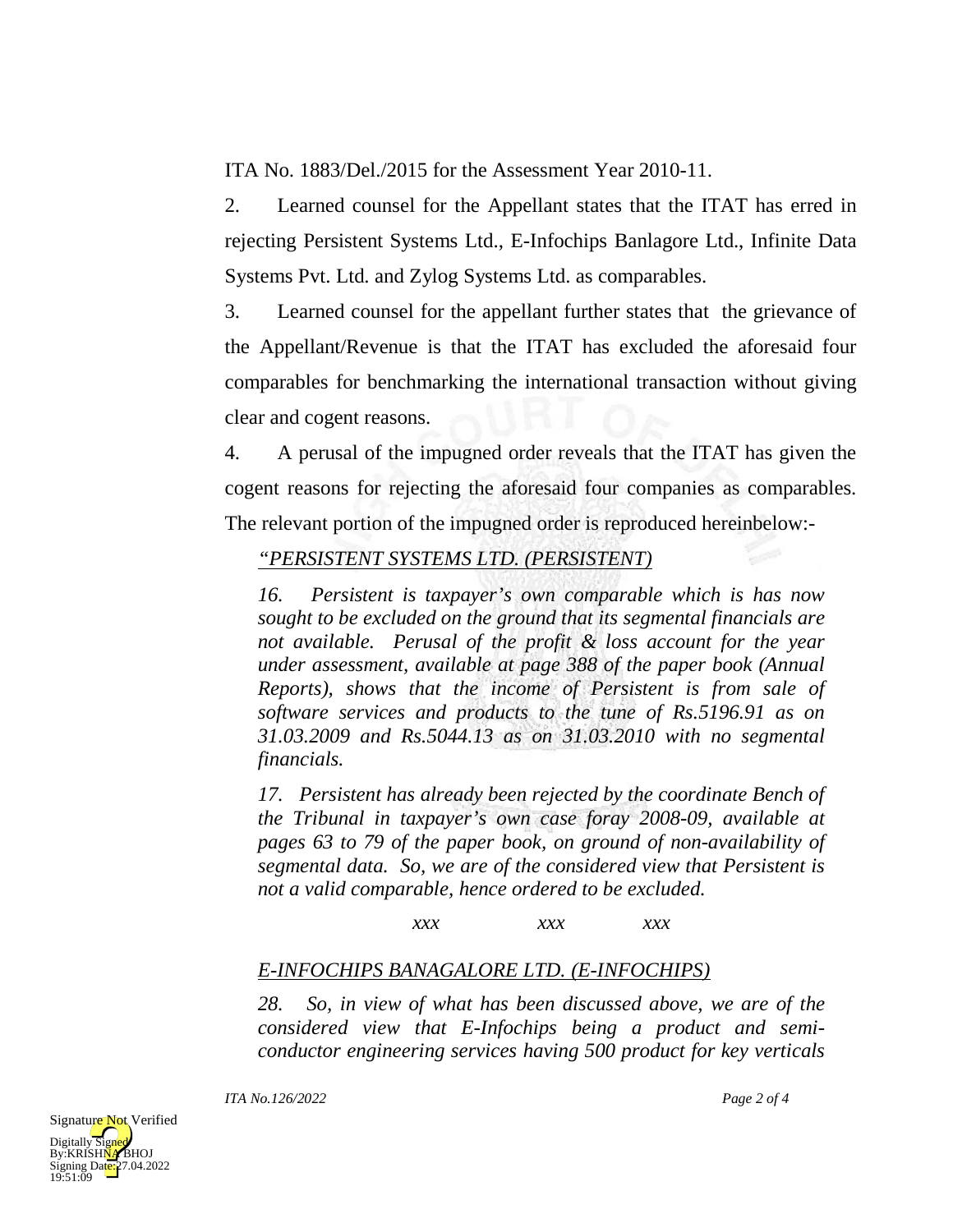ITA No. 1883/Del./2015 for the Assessment Year 2010-11.

2. Learned counsel for the Appellant states that the ITAT has erred in rejecting Persistent Systems Ltd., E-Infochips Banlagore Ltd., Infinite Data Systems Pvt. Ltd. and Zylog Systems Ltd. as comparables.

3. Learned counsel for the appellant further states that the grievance of the Appellant/Revenue is that the ITAT has excluded the aforesaid four comparables for benchmarking the international transaction without giving clear and cogent reasons.

4. A perusal of the impugned order reveals that the ITAT has given the cogent reasons for rejecting the aforesaid four companies as comparables. The relevant portion of the impugned order is reproduced hereinbelow:-

*"<u>PERSISTENT SYSTEMS LTD. (PERSISTENT)</u>*

*16. Persistent is taxpayer's own comparable which is has now sought to be excluded on the ground that its segmental financials are not available. Perusal of the profit & loss account for the year under assessment, available at page 388 of the paper book (Annual Reports), shows that the income of Persistent is from sale of software services and products to the tune of Rs.5196.91 as on 31.03.2009 and Rs.5044.13 as on 31.03.2010 with no segmental financials.*

*17. Persistent has already been rejected by the coordinate Bench of the Tribunal in taxpayer's own case foray 2008-09, available at pages 63 to 79 of the paper book, on ground of non-availability of segmental data. So, we are of the considered view that Persistent is not a valid comparable, hence ordered to be excluded.*

*xxx xxx xxx*

*<u>E-INFOCHIPS BANAGALORE LTD. (E-INFOCHIPS)</u>*

*28. So, in view of what has been discussed above, we are of the considered view that E-Infochips being a product and semi-conductor engineering services having 500 product for key verticals*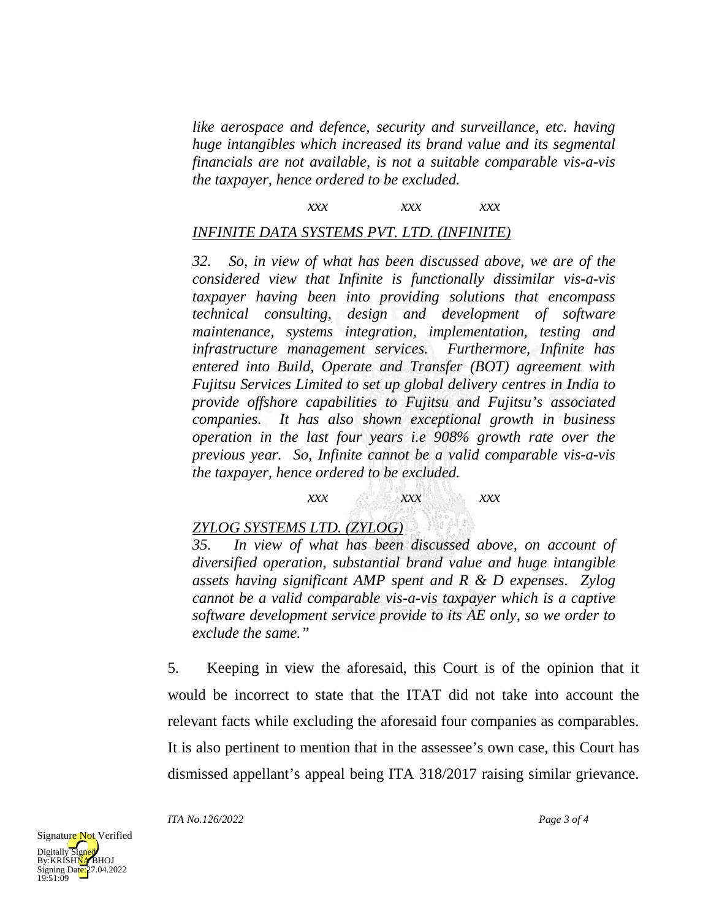*like aerospace and defence, security and surveillance, etc. having huge intangibles which increased its brand value and its segmental financials are not available, is not a suitable comparable vis-a-vis the taxpayer, hence ordered to be excluded.*

*xxx xxx xxx*

*INFINITE DATA SYSTEMS PVT. LTD. (INFINITE)*

*32. So, in view of what has been discussed above, we are of the considered view that Infinite is functionally dissimilar vis-a-vis taxpayer having been into providing solutions that encompass technical consulting, design and development of software maintenance, systems integration, implementation, testing and infrastructure management services. Furthermore, Infinite has entered into Build, Operate and Transfer (BOT) agreement with Fujitsu Services Limited to set up global delivery centres in India to provide offshore capabilities to Fujitsu and Fujitsu's associated companies. It has also shown exceptional growth in business operation in the last four years i.e 908% growth rate over the previous year. So, Infinite cannot be a valid comparable vis-a-vis the taxpayer, hence ordered to be excluded.*

*xxx xxx xxx*

*ZYLOG SYSTEMS LTD. (ZYLOG)*

*35. In view of what has been discussed above, on account of diversified operation, substantial brand value and huge intangible assets having significant AMP spent and R & D expenses. Zylog cannot be a valid comparable vis-a-vis taxpayer which is a captive software development service provide to its AE only, so we order to exclude the same."*

5. Keeping in view the aforesaid, this Court is of the opinion that it would be incorrect to state that the ITAT did not take into account the relevant facts while excluding the aforesaid four companies as comparables. It is also pertinent to mention that in the assessee's own case, this Court has dismissed appellant's appeal being ITA 318/2017 raising similar grievance.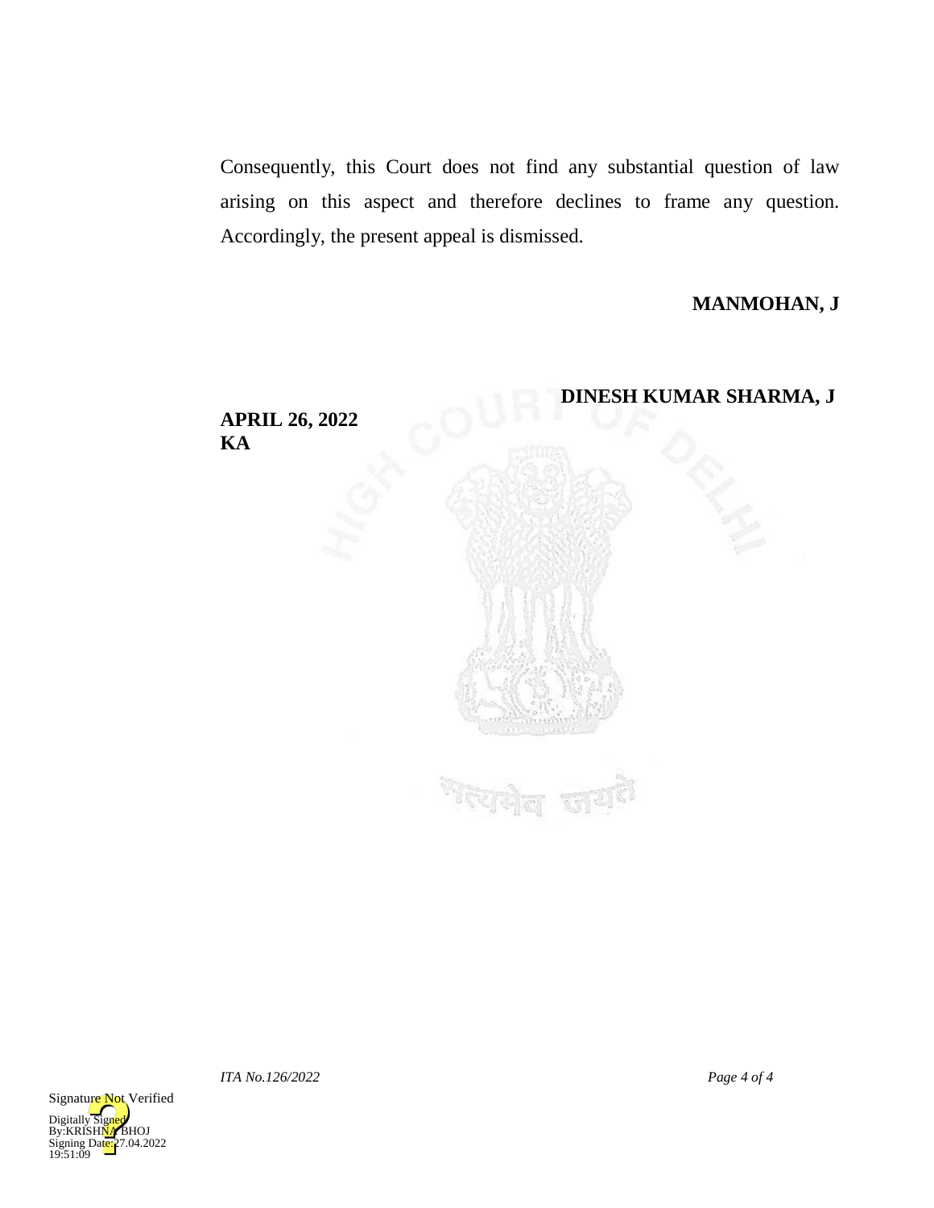Consequently, this Court does not find any substantial question of law arising on this aspect and therefore declines to frame any question. Accordingly, the present appeal is dismissed.

**MANMOHAN, J**

**DINESH KUMAR SHARMA, J**

**APRIL 26, 2022**
**KA**